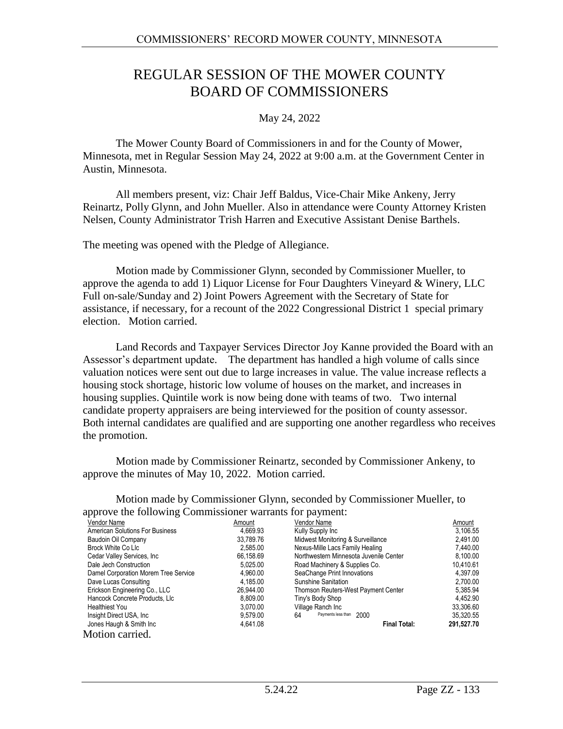# REGULAR SESSION OF THE MOWER COUNTY BOARD OF COMMISSIONERS

May 24, 2022

The Mower County Board of Commissioners in and for the County of Mower, Minnesota, met in Regular Session May 24, 2022 at 9:00 a.m. at the Government Center in Austin, Minnesota.

All members present, viz: Chair Jeff Baldus, Vice-Chair Mike Ankeny, Jerry Reinartz, Polly Glynn, and John Mueller. Also in attendance were County Attorney Kristen Nelsen, County Administrator Trish Harren and Executive Assistant Denise Barthels.

The meeting was opened with the Pledge of Allegiance.

Motion made by Commissioner Glynn, seconded by Commissioner Mueller, to approve the agenda to add 1) Liquor License for Four Daughters Vineyard & Winery, LLC Full on-sale/Sunday and 2) Joint Powers Agreement with the Secretary of State for assistance, if necessary, for a recount of the 2022 Congressional District 1 special primary election. Motion carried.

Land Records and Taxpayer Services Director Joy Kanne provided the Board with an Assessor's department update. The department has handled a high volume of calls since valuation notices were sent out due to large increases in value. The value increase reflects a housing stock shortage, historic low volume of houses on the market, and increases in housing supplies. Quintile work is now being done with teams of two. Two internal candidate property appraisers are being interviewed for the position of county assessor. Both internal candidates are qualified and are supporting one another regardless who receives the promotion.

Motion made by Commissioner Reinartz, seconded by Commissioner Ankeny, to approve the minutes of May 10, 2022. Motion carried.

Motion made by Commissioner Glynn, seconded by Commissioner Mueller, to approve the following Commissioner warrants for payment:

| Vendor Name | Amount | Vendor Name | Amount |
|---|---|---|---|
| American Solutions For Business | 4,669.93 | Kully Supply Inc | 3,106.55 |
| Baudoin Oil Company | 33,789.76 | Midwest Monitoring & Surveillance | 2,491.00 |
| Brock White Co Llc | 2,585.00 | Nexus-Mille Lacs Family Healing | 7,440.00 |
| Cedar Valley Services, Inc | 66,158.69 | Northwestern Minnesota Juvenile Center | 8,100.00 |
| Dale Jech Construction | 5,025.00 | Road Machinery & Supplies Co. | 10,410.61 |
| Damel Corporation Morem Tree Service | 4,960.00 | SeaChange Print Innovations | 4,397.09 |
| Dave Lucas Consulting | 4,185.00 | Sunshine Sanitation | 2,700.00 |
| Erickson Engineering Co., LLC | 26,944.00 | Thomson Reuters-West Payment Center | 5,385.94 |
| Hancock Concrete Products, Llc | 8,809.00 | Tiny's Body Shop | 4,452.90 |
| Healthiest You | 3,070.00 | Village Ranch Inc | 33,306.60 |
| Insight Direct USA, Inc | 9,579.00 | 64 Payments less than 2000 | 35,320.55 |
| Jones Haugh & Smith Inc | 4,641.08 | **Final Total:** | **291,527.70** |

Motion carried.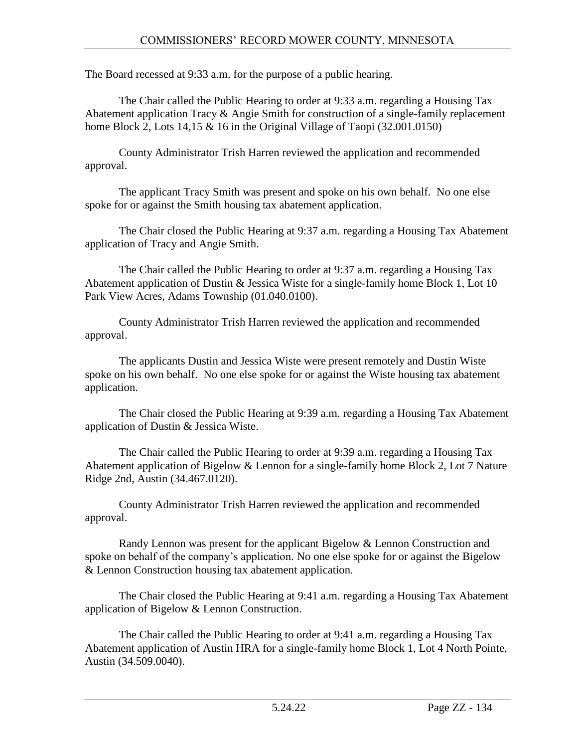The Board recessed at 9:33 a.m. for the purpose of a public hearing.

The Chair called the Public Hearing to order at 9:33 a.m. regarding a Housing Tax Abatement application Tracy & Angie Smith for construction of a single-family replacement home Block 2, Lots 14,15 & 16 in the Original Village of Taopi (32.001.0150)

County Administrator Trish Harren reviewed the application and recommended approval.

The applicant Tracy Smith was present and spoke on his own behalf. No one else spoke for or against the Smith housing tax abatement application.

The Chair closed the Public Hearing at 9:37 a.m. regarding a Housing Tax Abatement application of Tracy and Angie Smith.

The Chair called the Public Hearing to order at 9:37 a.m. regarding a Housing Tax Abatement application of Dustin & Jessica Wiste for a single-family home Block 1, Lot 10 Park View Acres, Adams Township (01.040.0100).

County Administrator Trish Harren reviewed the application and recommended approval.

The applicants Dustin and Jessica Wiste were present remotely and Dustin Wiste spoke on his own behalf. No one else spoke for or against the Wiste housing tax abatement application.

The Chair closed the Public Hearing at 9:39 a.m. regarding a Housing Tax Abatement application of Dustin & Jessica Wiste.

The Chair called the Public Hearing to order at 9:39 a.m. regarding a Housing Tax Abatement application of Bigelow & Lennon for a single-family home Block 2, Lot 7 Nature Ridge 2nd, Austin (34.467.0120).

County Administrator Trish Harren reviewed the application and recommended approval.

Randy Lennon was present for the applicant Bigelow & Lennon Construction and spoke on behalf of the company's application. No one else spoke for or against the Bigelow & Lennon Construction housing tax abatement application.

The Chair closed the Public Hearing at 9:41 a.m. regarding a Housing Tax Abatement application of Bigelow & Lennon Construction.

The Chair called the Public Hearing to order at 9:41 a.m. regarding a Housing Tax Abatement application of Austin HRA for a single-family home Block 1, Lot 4 North Pointe, Austin (34.509.0040).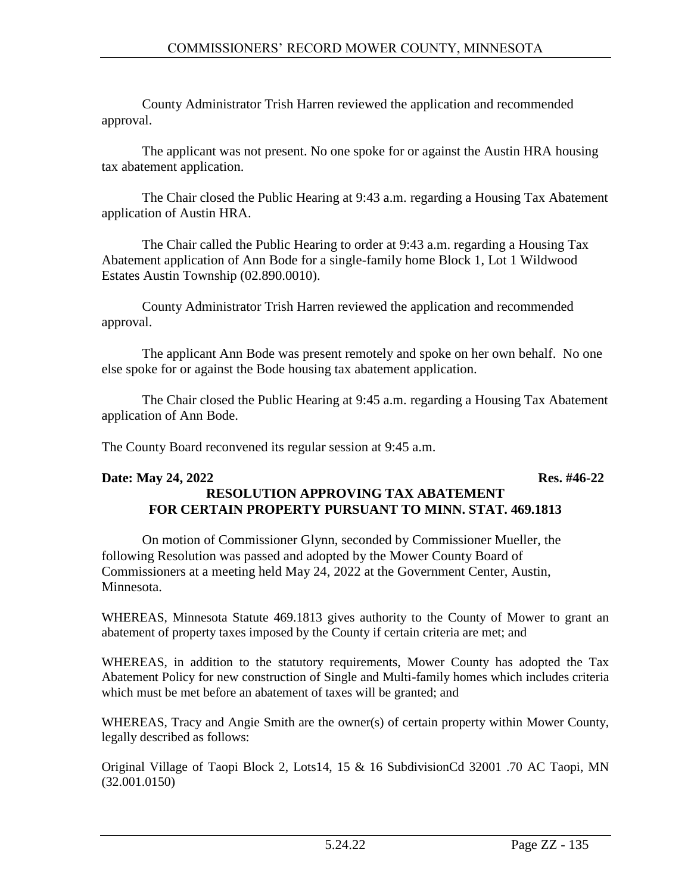County Administrator Trish Harren reviewed the application and recommended approval.

The applicant was not present. No one spoke for or against the Austin HRA housing tax abatement application.

The Chair closed the Public Hearing at 9:43 a.m. regarding a Housing Tax Abatement application of Austin HRA.

The Chair called the Public Hearing to order at 9:43 a.m. regarding a Housing Tax Abatement application of Ann Bode for a single-family home Block 1, Lot 1 Wildwood Estates Austin Township (02.890.0010).

County Administrator Trish Harren reviewed the application and recommended approval.

The applicant Ann Bode was present remotely and spoke on her own behalf. No one else spoke for or against the Bode housing tax abatement application.

The Chair closed the Public Hearing at 9:45 a.m. regarding a Housing Tax Abatement application of Ann Bode.

The County Board reconvened its regular session at 9:45 a.m.

**Date: May 24, 2022** **Res. #46-22**

**RESOLUTION APPROVING TAX ABATEMENT FOR CERTAIN PROPERTY PURSUANT TO MINN. STAT. 469.1813**

On motion of Commissioner Glynn, seconded by Commissioner Mueller, the following Resolution was passed and adopted by the Mower County Board of Commissioners at a meeting held May 24, 2022 at the Government Center, Austin, Minnesota.

WHEREAS, Minnesota Statute 469.1813 gives authority to the County of Mower to grant an abatement of property taxes imposed by the County if certain criteria are met; and

WHEREAS, in addition to the statutory requirements, Mower County has adopted the Tax Abatement Policy for new construction of Single and Multi-family homes which includes criteria which must be met before an abatement of taxes will be granted; and

WHEREAS, Tracy and Angie Smith are the owner(s) of certain property within Mower County, legally described as follows:

Original Village of Taopi Block 2, Lots14, 15 & 16 SubdivisionCd 32001 .70 AC Taopi, MN (32.001.0150)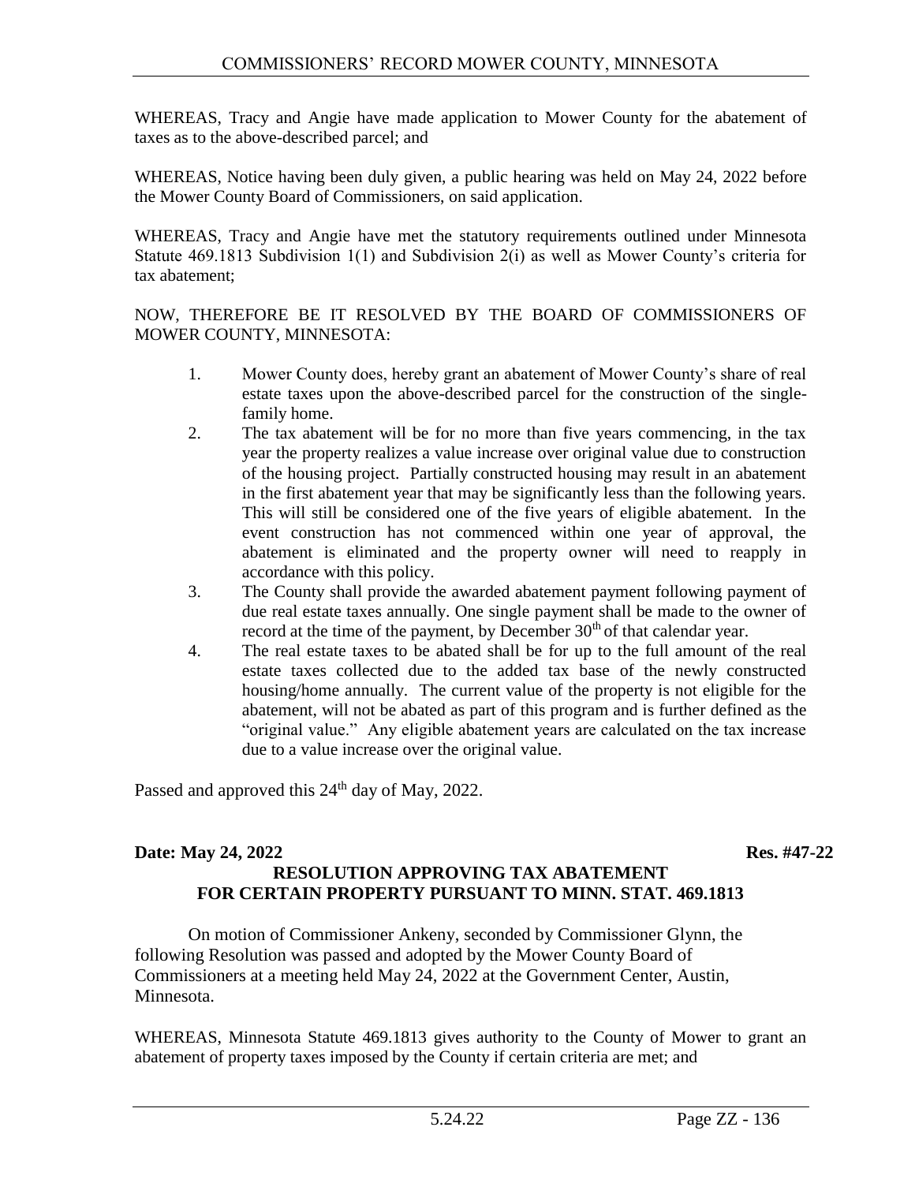WHEREAS, Tracy and Angie have made application to Mower County for the abatement of taxes as to the above-described parcel; and

WHEREAS, Notice having been duly given, a public hearing was held on May 24, 2022 before the Mower County Board of Commissioners, on said application.

WHEREAS, Tracy and Angie have met the statutory requirements outlined under Minnesota Statute 469.1813 Subdivision 1(1) and Subdivision 2(i) as well as Mower County's criteria for tax abatement;

NOW, THEREFORE BE IT RESOLVED BY THE BOARD OF COMMISSIONERS OF MOWER COUNTY, MINNESOTA:

1. Mower County does, hereby grant an abatement of Mower County's share of real estate taxes upon the above-described parcel for the construction of the single-family home.
2. The tax abatement will be for no more than five years commencing, in the tax year the property realizes a value increase over original value due to construction of the housing project. Partially constructed housing may result in an abatement in the first abatement year that may be significantly less than the following years. This will still be considered one of the five years of eligible abatement. In the event construction has not commenced within one year of approval, the abatement is eliminated and the property owner will need to reapply in accordance with this policy.
3. The County shall provide the awarded abatement payment following payment of due real estate taxes annually. One single payment shall be made to the owner of record at the time of the payment, by December 30th of that calendar year.
4. The real estate taxes to be abated shall be for up to the full amount of the real estate taxes collected due to the added tax base of the newly constructed housing/home annually. The current value of the property is not eligible for the abatement, will not be abated as part of this program and is further defined as the "original value." Any eligible abatement years are calculated on the tax increase due to a value increase over the original value.

Passed and approved this 24th day of May, 2022.

**Date: May 24, 2022** **Res. #47-22**

**RESOLUTION APPROVING TAX ABATEMENT FOR CERTAIN PROPERTY PURSUANT TO MINN. STAT. 469.1813**

On motion of Commissioner Ankeny, seconded by Commissioner Glynn, the following Resolution was passed and adopted by the Mower County Board of Commissioners at a meeting held May 24, 2022 at the Government Center, Austin, Minnesota.

WHEREAS, Minnesota Statute 469.1813 gives authority to the County of Mower to grant an abatement of property taxes imposed by the County if certain criteria are met; and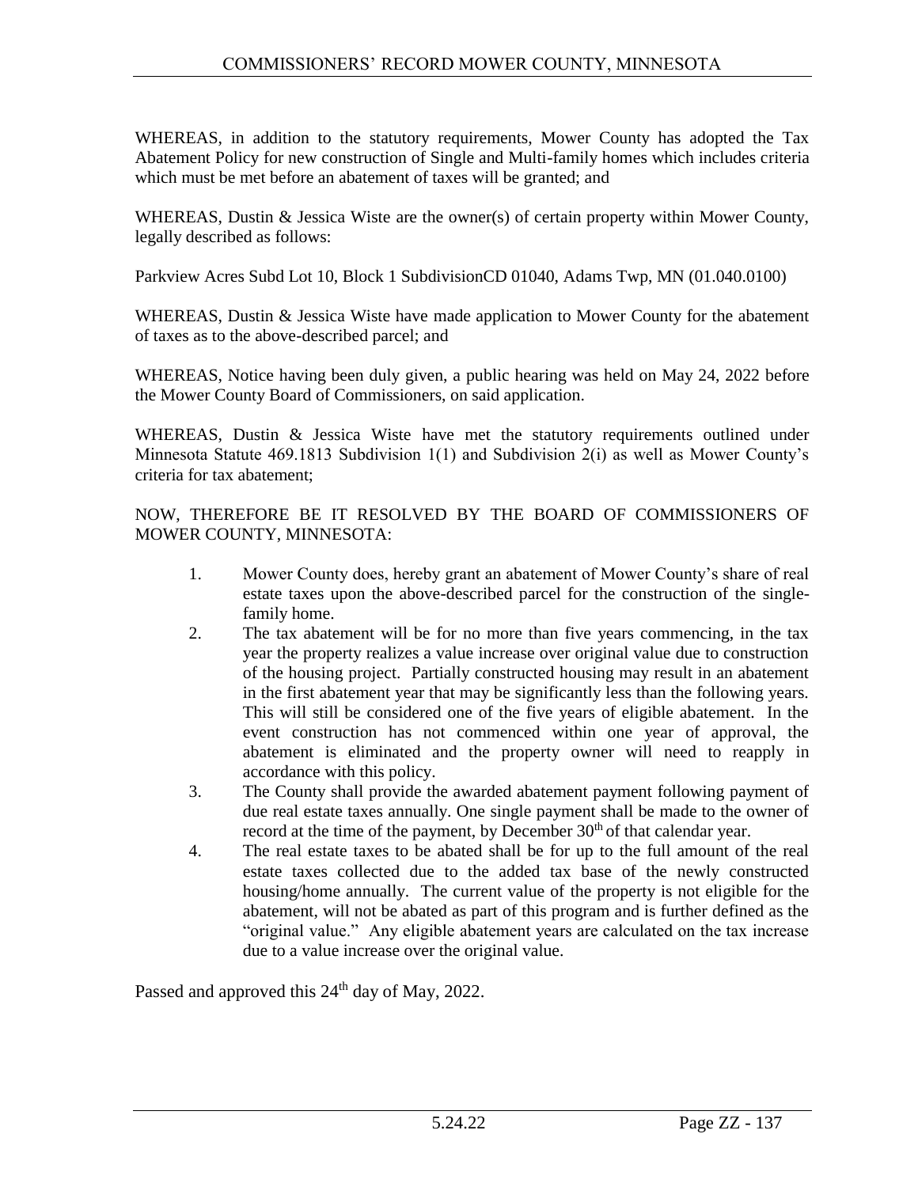WHEREAS, in addition to the statutory requirements, Mower County has adopted the Tax Abatement Policy for new construction of Single and Multi-family homes which includes criteria which must be met before an abatement of taxes will be granted; and

WHEREAS, Dustin & Jessica Wiste are the owner(s) of certain property within Mower County, legally described as follows:

Parkview Acres Subd Lot 10, Block 1 SubdivisionCD 01040, Adams Twp, MN (01.040.0100)

WHEREAS, Dustin & Jessica Wiste have made application to Mower County for the abatement of taxes as to the above-described parcel; and

WHEREAS, Notice having been duly given, a public hearing was held on May 24, 2022 before the Mower County Board of Commissioners, on said application.

WHEREAS, Dustin & Jessica Wiste have met the statutory requirements outlined under Minnesota Statute 469.1813 Subdivision 1(1) and Subdivision 2(i) as well as Mower County's criteria for tax abatement;

NOW, THEREFORE BE IT RESOLVED BY THE BOARD OF COMMISSIONERS OF MOWER COUNTY, MINNESOTA:

1. Mower County does, hereby grant an abatement of Mower County's share of real estate taxes upon the above-described parcel for the construction of the single-family home.
2. The tax abatement will be for no more than five years commencing, in the tax year the property realizes a value increase over original value due to construction of the housing project. Partially constructed housing may result in an abatement in the first abatement year that may be significantly less than the following years. This will still be considered one of the five years of eligible abatement. In the event construction has not commenced within one year of approval, the abatement is eliminated and the property owner will need to reapply in accordance with this policy.
3. The County shall provide the awarded abatement payment following payment of due real estate taxes annually. One single payment shall be made to the owner of record at the time of the payment, by December 30th of that calendar year.
4. The real estate taxes to be abated shall be for up to the full amount of the real estate taxes collected due to the added tax base of the newly constructed housing/home annually. The current value of the property is not eligible for the abatement, will not be abated as part of this program and is further defined as the "original value." Any eligible abatement years are calculated on the tax increase due to a value increase over the original value.

Passed and approved this 24th day of May, 2022.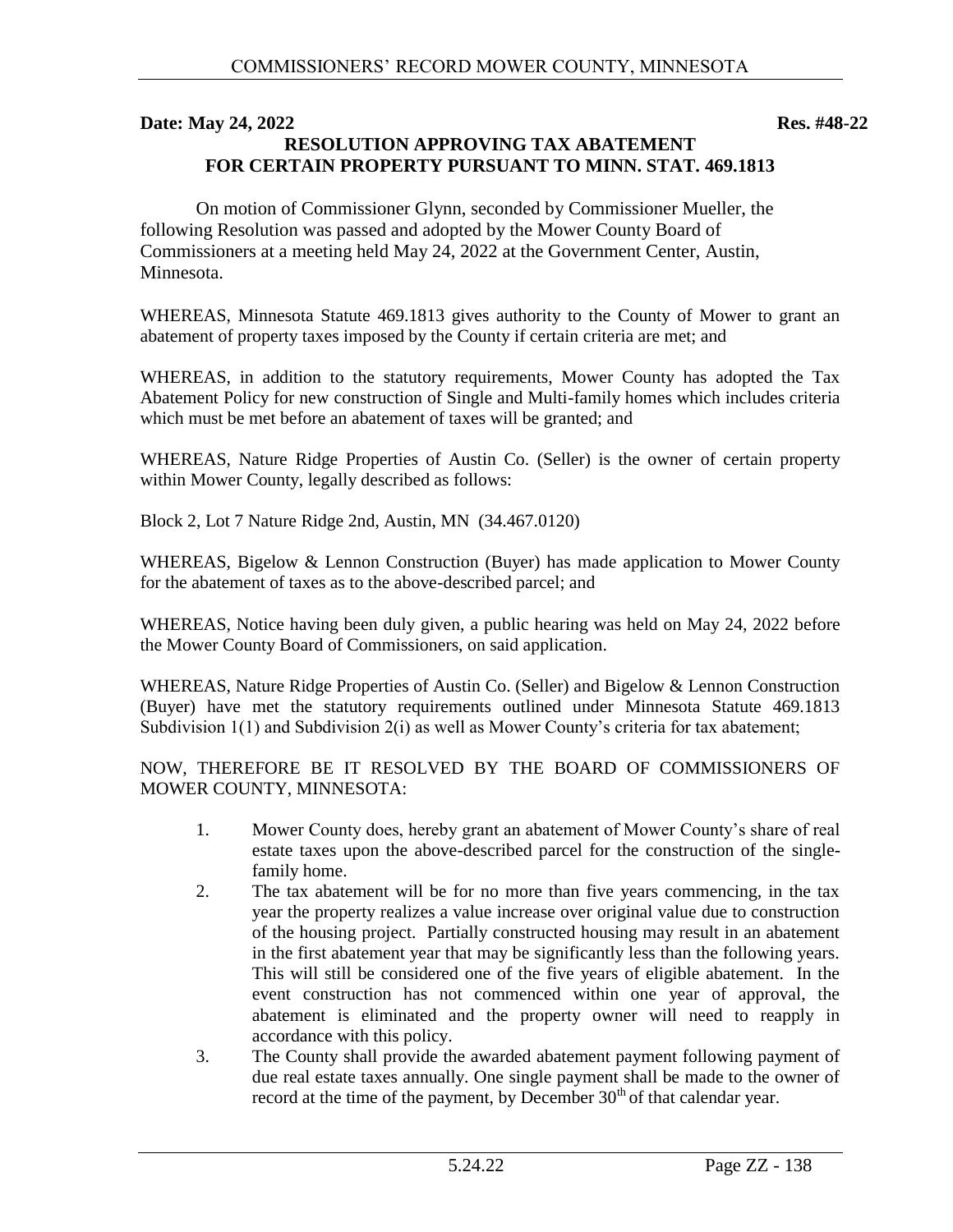**Date: May 24, 2022** **Res. #48-22**

## RESOLUTION APPROVING TAX ABATEMENT FOR CERTAIN PROPERTY PURSUANT TO MINN. STAT. 469.1813

On motion of Commissioner Glynn, seconded by Commissioner Mueller, the following Resolution was passed and adopted by the Mower County Board of Commissioners at a meeting held May 24, 2022 at the Government Center, Austin, Minnesota.

WHEREAS, Minnesota Statute 469.1813 gives authority to the County of Mower to grant an abatement of property taxes imposed by the County if certain criteria are met; and

WHEREAS, in addition to the statutory requirements, Mower County has adopted the Tax Abatement Policy for new construction of Single and Multi-family homes which includes criteria which must be met before an abatement of taxes will be granted; and

WHEREAS, Nature Ridge Properties of Austin Co. (Seller) is the owner of certain property within Mower County, legally described as follows:

Block 2, Lot 7 Nature Ridge 2nd, Austin, MN (34.467.0120)

WHEREAS, Bigelow & Lennon Construction (Buyer) has made application to Mower County for the abatement of taxes as to the above-described parcel; and

WHEREAS, Notice having been duly given, a public hearing was held on May 24, 2022 before the Mower County Board of Commissioners, on said application.

WHEREAS, Nature Ridge Properties of Austin Co. (Seller) and Bigelow & Lennon Construction (Buyer) have met the statutory requirements outlined under Minnesota Statute 469.1813 Subdivision 1(1) and Subdivision 2(i) as well as Mower County's criteria for tax abatement;

NOW, THEREFORE BE IT RESOLVED BY THE BOARD OF COMMISSIONERS OF MOWER COUNTY, MINNESOTA:

1. Mower County does, hereby grant an abatement of Mower County's share of real estate taxes upon the above-described parcel for the construction of the single-family home.
2. The tax abatement will be for no more than five years commencing, in the tax year the property realizes a value increase over original value due to construction of the housing project. Partially constructed housing may result in an abatement in the first abatement year that may be significantly less than the following years. This will still be considered one of the five years of eligible abatement. In the event construction has not commenced within one year of approval, the abatement is eliminated and the property owner will need to reapply in accordance with this policy.
3. The County shall provide the awarded abatement payment following payment of due real estate taxes annually. One single payment shall be made to the owner of record at the time of the payment, by December 30th of that calendar year.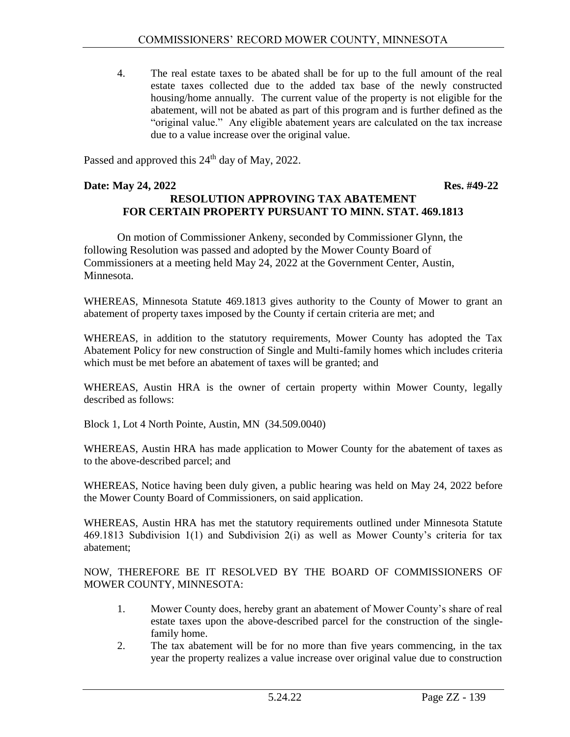4. The real estate taxes to be abated shall be for up to the full amount of the real estate taxes collected due to the added tax base of the newly constructed housing/home annually. The current value of the property is not eligible for the abatement, will not be abated as part of this program and is further defined as the "original value." Any eligible abatement years are calculated on the tax increase due to a value increase over the original value.

Passed and approved this 24th day of May, 2022.

**Date: May 24, 2022** **Res. #49-22**

**RESOLUTION APPROVING TAX ABATEMENT FOR CERTAIN PROPERTY PURSUANT TO MINN. STAT. 469.1813**

On motion of Commissioner Ankeny, seconded by Commissioner Glynn, the following Resolution was passed and adopted by the Mower County Board of Commissioners at a meeting held May 24, 2022 at the Government Center, Austin, Minnesota.

WHEREAS, Minnesota Statute 469.1813 gives authority to the County of Mower to grant an abatement of property taxes imposed by the County if certain criteria are met; and

WHEREAS, in addition to the statutory requirements, Mower County has adopted the Tax Abatement Policy for new construction of Single and Multi-family homes which includes criteria which must be met before an abatement of taxes will be granted; and

WHEREAS, Austin HRA is the owner of certain property within Mower County, legally described as follows:

Block 1, Lot 4 North Pointe, Austin, MN (34.509.0040)

WHEREAS, Austin HRA has made application to Mower County for the abatement of taxes as to the above-described parcel; and

WHEREAS, Notice having been duly given, a public hearing was held on May 24, 2022 before the Mower County Board of Commissioners, on said application.

WHEREAS, Austin HRA has met the statutory requirements outlined under Minnesota Statute 469.1813 Subdivision 1(1) and Subdivision 2(i) as well as Mower County's criteria for tax abatement;

NOW, THEREFORE BE IT RESOLVED BY THE BOARD OF COMMISSIONERS OF MOWER COUNTY, MINNESOTA:

1. Mower County does, hereby grant an abatement of Mower County's share of real estate taxes upon the above-described parcel for the construction of the single-family home.
2. The tax abatement will be for no more than five years commencing, in the tax year the property realizes a value increase over original value due to construction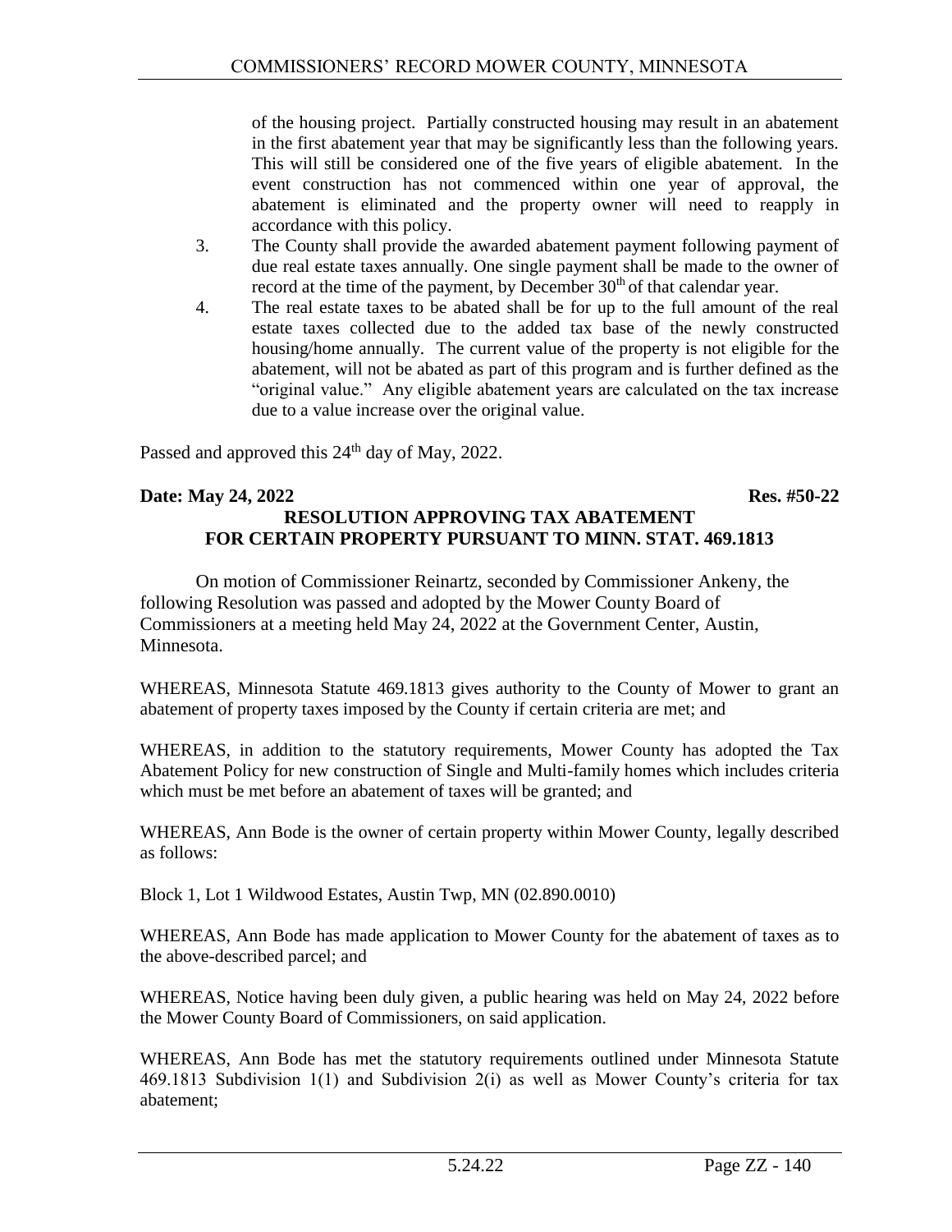of the housing project. Partially constructed housing may result in an abatement in the first abatement year that may be significantly less than the following years. This will still be considered one of the five years of eligible abatement. In the event construction has not commenced within one year of approval, the abatement is eliminated and the property owner will need to reapply in accordance with this policy.

3. The County shall provide the awarded abatement payment following payment of due real estate taxes annually. One single payment shall be made to the owner of record at the time of the payment, by December 30th of that calendar year.
4. The real estate taxes to be abated shall be for up to the full amount of the real estate taxes collected due to the added tax base of the newly constructed housing/home annually. The current value of the property is not eligible for the abatement, will not be abated as part of this program and is further defined as the "original value." Any eligible abatement years are calculated on the tax increase due to a value increase over the original value.

Passed and approved this 24th day of May, 2022.

**Date: May 24, 2022** **Res. #50-22**

**RESOLUTION APPROVING TAX ABATEMENT FOR CERTAIN PROPERTY PURSUANT TO MINN. STAT. 469.1813**

On motion of Commissioner Reinartz, seconded by Commissioner Ankeny, the following Resolution was passed and adopted by the Mower County Board of Commissioners at a meeting held May 24, 2022 at the Government Center, Austin, Minnesota.

WHEREAS, Minnesota Statute 469.1813 gives authority to the County of Mower to grant an abatement of property taxes imposed by the County if certain criteria are met; and

WHEREAS, in addition to the statutory requirements, Mower County has adopted the Tax Abatement Policy for new construction of Single and Multi-family homes which includes criteria which must be met before an abatement of taxes will be granted; and

WHEREAS, Ann Bode is the owner of certain property within Mower County, legally described as follows:

Block 1, Lot 1 Wildwood Estates, Austin Twp, MN (02.890.0010)

WHEREAS, Ann Bode has made application to Mower County for the abatement of taxes as to the above-described parcel; and

WHEREAS, Notice having been duly given, a public hearing was held on May 24, 2022 before the Mower County Board of Commissioners, on said application.

WHEREAS, Ann Bode has met the statutory requirements outlined under Minnesota Statute 469.1813 Subdivision 1(1) and Subdivision 2(i) as well as Mower County's criteria for tax abatement;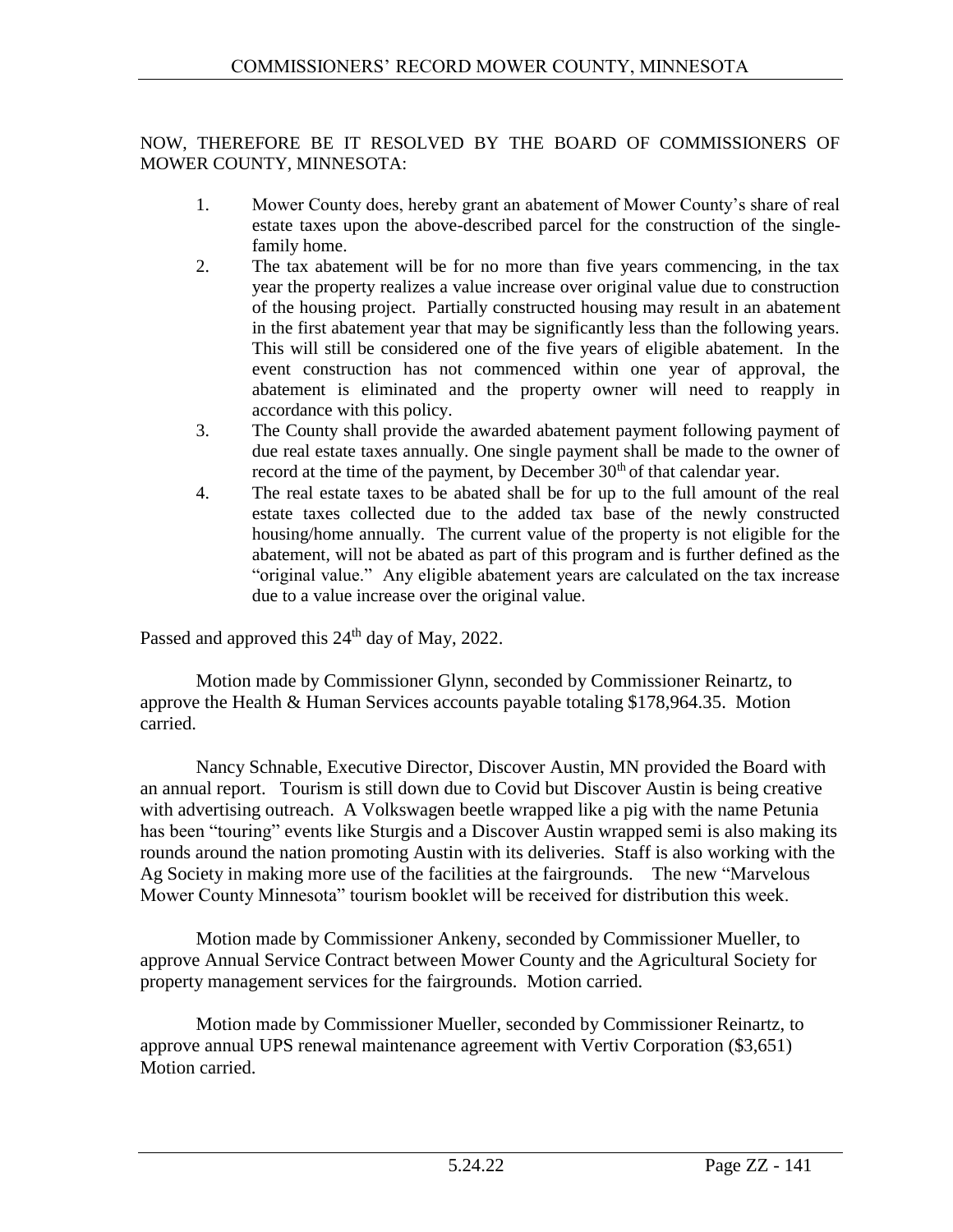NOW, THEREFORE BE IT RESOLVED BY THE BOARD OF COMMISSIONERS OF MOWER COUNTY, MINNESOTA:

1. Mower County does, hereby grant an abatement of Mower County's share of real estate taxes upon the above-described parcel for the construction of the single-family home.
2. The tax abatement will be for no more than five years commencing, in the tax year the property realizes a value increase over original value due to construction of the housing project. Partially constructed housing may result in an abatement in the first abatement year that may be significantly less than the following years. This will still be considered one of the five years of eligible abatement. In the event construction has not commenced within one year of approval, the abatement is eliminated and the property owner will need to reapply in accordance with this policy.
3. The County shall provide the awarded abatement payment following payment of due real estate taxes annually. One single payment shall be made to the owner of record at the time of the payment, by December 30th of that calendar year.
4. The real estate taxes to be abated shall be for up to the full amount of the real estate taxes collected due to the added tax base of the newly constructed housing/home annually. The current value of the property is not eligible for the abatement, will not be abated as part of this program and is further defined as the "original value." Any eligible abatement years are calculated on the tax increase due to a value increase over the original value.

Passed and approved this 24th day of May, 2022.

Motion made by Commissioner Glynn, seconded by Commissioner Reinartz, to approve the Health & Human Services accounts payable totaling $178,964.35. Motion carried.

Nancy Schnable, Executive Director, Discover Austin, MN provided the Board with an annual report. Tourism is still down due to Covid but Discover Austin is being creative with advertising outreach. A Volkswagen beetle wrapped like a pig with the name Petunia has been "touring" events like Sturgis and a Discover Austin wrapped semi is also making its rounds around the nation promoting Austin with its deliveries. Staff is also working with the Ag Society in making more use of the facilities at the fairgrounds. The new "Marvelous Mower County Minnesota" tourism booklet will be received for distribution this week.

Motion made by Commissioner Ankeny, seconded by Commissioner Mueller, to approve Annual Service Contract between Mower County and the Agricultural Society for property management services for the fairgrounds. Motion carried.

Motion made by Commissioner Mueller, seconded by Commissioner Reinartz, to approve annual UPS renewal maintenance agreement with Vertiv Corporation ($3,651) Motion carried.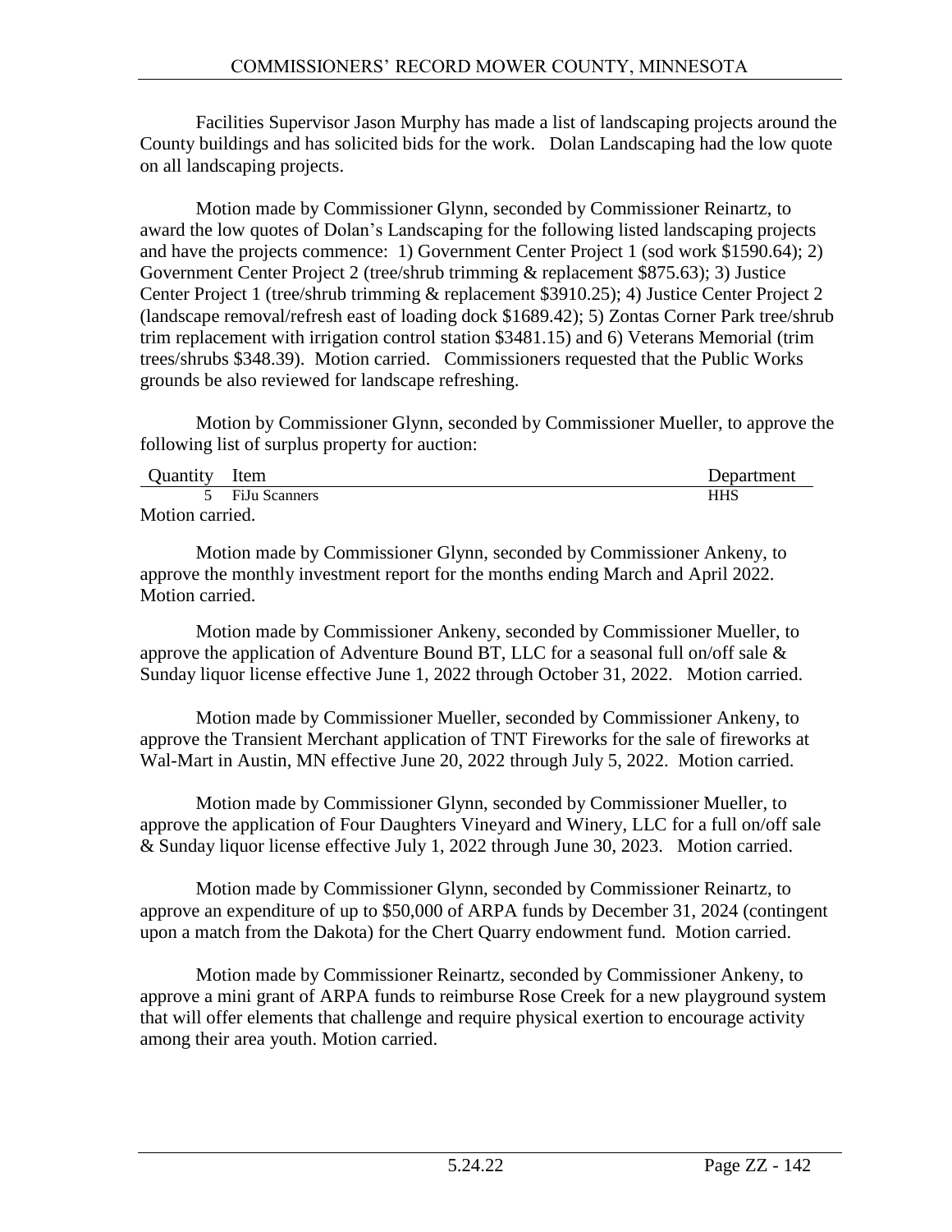Facilities Supervisor Jason Murphy has made a list of landscaping projects around the County buildings and has solicited bids for the work. Dolan Landscaping had the low quote on all landscaping projects.

Motion made by Commissioner Glynn, seconded by Commissioner Reinartz, to award the low quotes of Dolan's Landscaping for the following listed landscaping projects and have the projects commence: 1) Government Center Project 1 (sod work $1590.64); 2) Government Center Project 2 (tree/shrub trimming & replacement $875.63); 3) Justice Center Project 1 (tree/shrub trimming & replacement $3910.25); 4) Justice Center Project 2 (landscape removal/refresh east of loading dock $1689.42); 5) Zontas Corner Park tree/shrub trim replacement with irrigation control station $3481.15) and 6) Veterans Memorial (trim trees/shrubs $348.39). Motion carried. Commissioners requested that the Public Works grounds be also reviewed for landscape refreshing.

Motion by Commissioner Glynn, seconded by Commissioner Mueller, to approve the following list of surplus property for auction:

| Quantity | Item | Department |
|---|---|---|
| 5 | FiJu Scanners | HHS |

Motion carried.

Motion made by Commissioner Glynn, seconded by Commissioner Ankeny, to approve the monthly investment report for the months ending March and April 2022. Motion carried.

Motion made by Commissioner Ankeny, seconded by Commissioner Mueller, to approve the application of Adventure Bound BT, LLC for a seasonal full on/off sale & Sunday liquor license effective June 1, 2022 through October 31, 2022. Motion carried.

Motion made by Commissioner Mueller, seconded by Commissioner Ankeny, to approve the Transient Merchant application of TNT Fireworks for the sale of fireworks at Wal-Mart in Austin, MN effective June 20, 2022 through July 5, 2022. Motion carried.

Motion made by Commissioner Glynn, seconded by Commissioner Mueller, to approve the application of Four Daughters Vineyard and Winery, LLC for a full on/off sale & Sunday liquor license effective July 1, 2022 through June 30, 2023. Motion carried.

Motion made by Commissioner Glynn, seconded by Commissioner Reinartz, to approve an expenditure of up to $50,000 of ARPA funds by December 31, 2024 (contingent upon a match from the Dakota) for the Chert Quarry endowment fund. Motion carried.

Motion made by Commissioner Reinartz, seconded by Commissioner Ankeny, to approve a mini grant of ARPA funds to reimburse Rose Creek for a new playground system that will offer elements that challenge and require physical exertion to encourage activity among their area youth. Motion carried.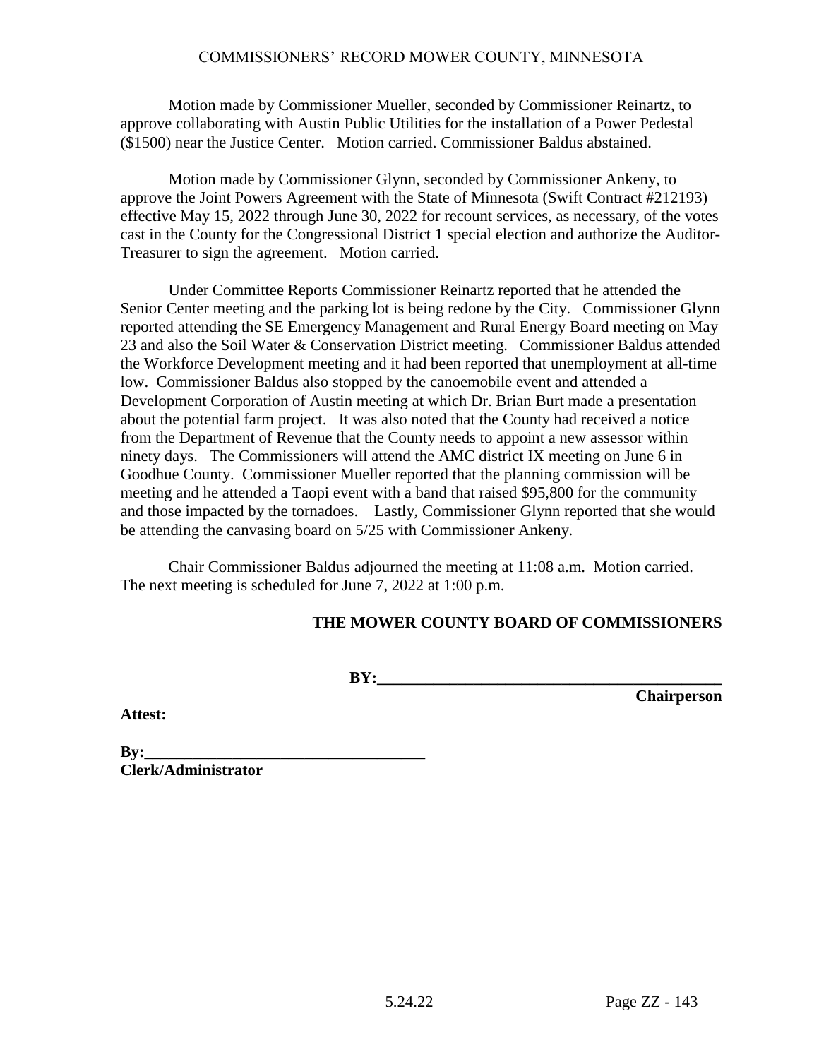Motion made by Commissioner Mueller, seconded by Commissioner Reinartz, to approve collaborating with Austin Public Utilities for the installation of a Power Pedestal ($1500) near the Justice Center. Motion carried. Commissioner Baldus abstained.

Motion made by Commissioner Glynn, seconded by Commissioner Ankeny, to approve the Joint Powers Agreement with the State of Minnesota (Swift Contract #212193) effective May 15, 2022 through June 30, 2022 for recount services, as necessary, of the votes cast in the County for the Congressional District 1 special election and authorize the Auditor-Treasurer to sign the agreement. Motion carried.

Under Committee Reports Commissioner Reinartz reported that he attended the Senior Center meeting and the parking lot is being redone by the City. Commissioner Glynn reported attending the SE Emergency Management and Rural Energy Board meeting on May 23 and also the Soil Water & Conservation District meeting. Commissioner Baldus attended the Workforce Development meeting and it had been reported that unemployment at all-time low. Commissioner Baldus also stopped by the canoemobile event and attended a Development Corporation of Austin meeting at which Dr. Brian Burt made a presentation about the potential farm project. It was also noted that the County had received a notice from the Department of Revenue that the County needs to appoint a new assessor within ninety days. The Commissioners will attend the AMC district IX meeting on June 6 in Goodhue County. Commissioner Mueller reported that the planning commission will be meeting and he attended a Taopi event with a band that raised $95,800 for the community and those impacted by the tornadoes. Lastly, Commissioner Glynn reported that she would be attending the canvasing board on 5/25 with Commissioner Ankeny.

Chair Commissioner Baldus adjourned the meeting at 11:08 a.m. Motion carried. The next meeting is scheduled for June 7, 2022 at 1:00 p.m.

**THE MOWER COUNTY BOARD OF COMMISSIONERS**

**BY:_____________________________________________**
**Chairperson**

**Attest:**

**By:___________________________________**
**Clerk/Administrator**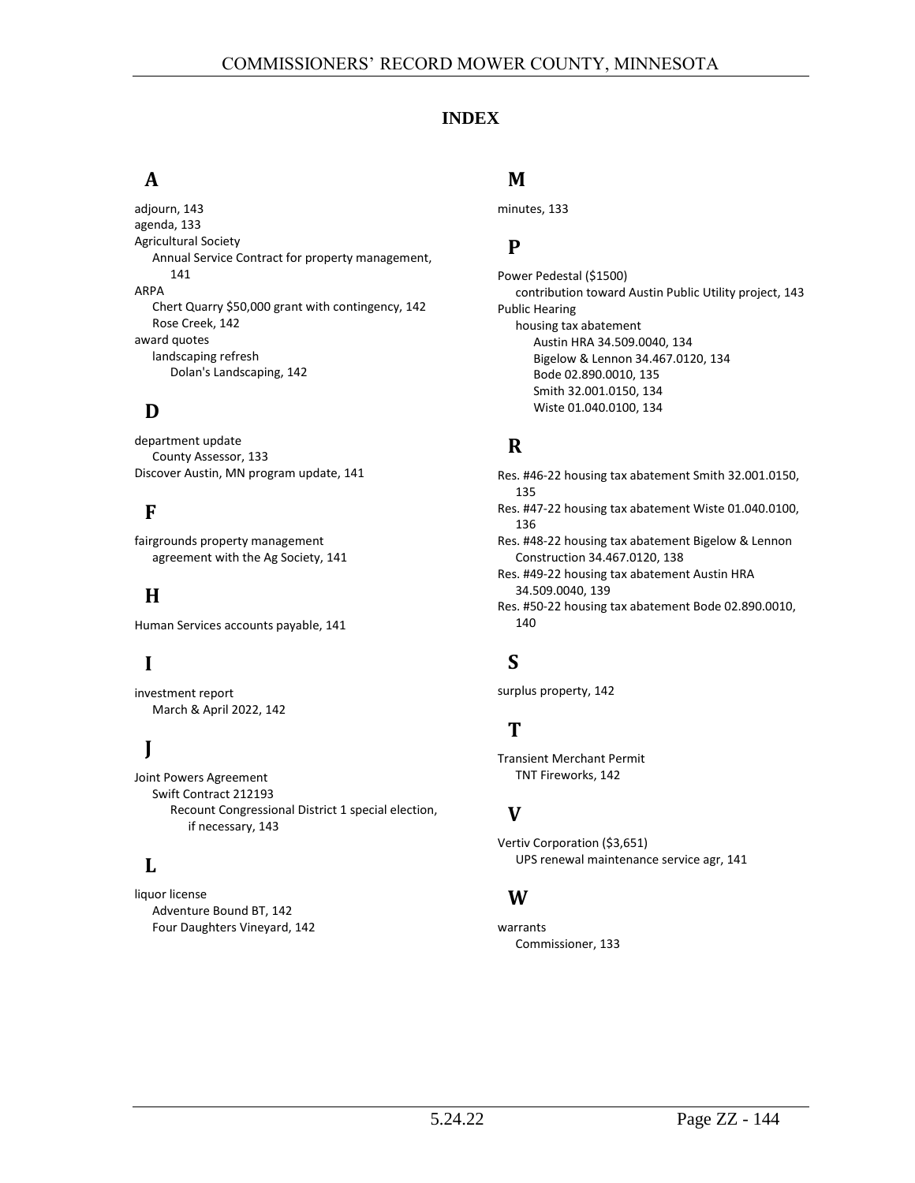# INDEX

## A

adjourn, 143
agenda, 133
Agricultural Society
- Annual Service Contract for property management, 141

ARPA
- Chert Quarry $50,000 grant with contingency, 142
- Rose Creek, 142

award quotes
- landscaping refresh
  - Dolan's Landscaping, 142

## D

department update
- County Assessor, 133

Discover Austin, MN program update, 141

## F

fairgrounds property management
- agreement with the Ag Society, 141

## H

Human Services accounts payable, 141

## I

investment report
- March & April 2022, 142

## J

Joint Powers Agreement
- Swift Contract 212193
  - Recount Congressional District 1 special election, if necessary, 143

## L

liquor license
- Adventure Bound BT, 142
- Four Daughters Vineyard, 142

## M

minutes, 133

## P

Power Pedestal ($1500)
- contribution toward Austin Public Utility project, 143

Public Hearing
- housing tax abatement
  - Austin HRA 34.509.0040, 134
  - Bigelow & Lennon 34.467.0120, 134
  - Bode 02.890.0010, 135
  - Smith 32.001.0150, 134
  - Wiste 01.040.0100, 134

## R

Res. #46-22 housing tax abatement Smith 32.001.0150, 135
Res. #47-22 housing tax abatement Wiste 01.040.0100, 136
Res. #48-22 housing tax abatement Bigelow & Lennon Construction 34.467.0120, 138
Res. #49-22 housing tax abatement Austin HRA 34.509.0040, 139
Res. #50-22 housing tax abatement Bode 02.890.0010, 140

## S

surplus property, 142

## T

Transient Merchant Permit
- TNT Fireworks, 142

## V

Vertiv Corporation ($3,651)
- UPS renewal maintenance service agr, 141

## W

warrants
- Commissioner, 133